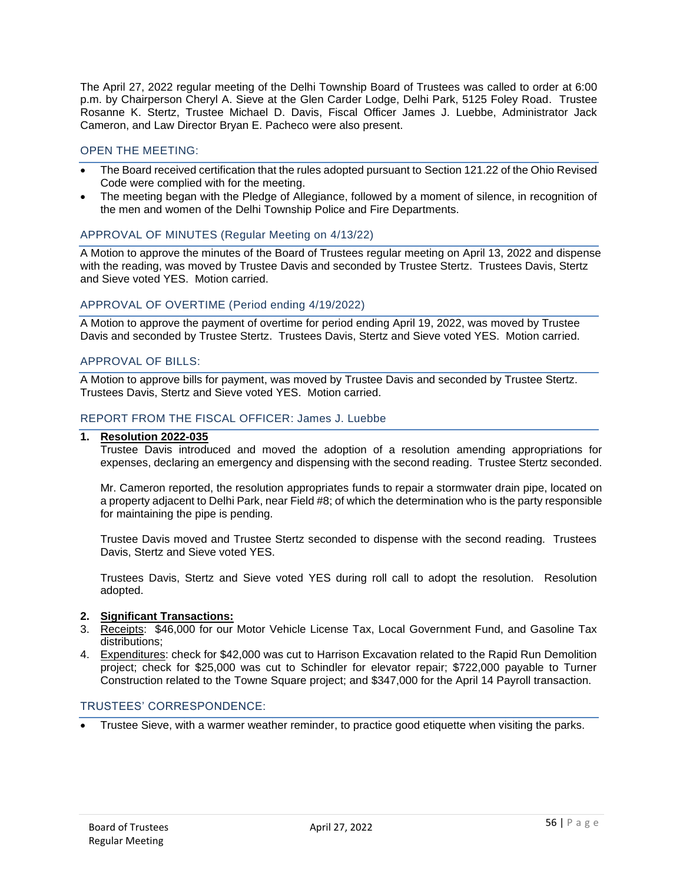The April 27, 2022 regular meeting of the Delhi Township Board of Trustees was called to order at 6:00 p.m. by Chairperson Cheryl A. Sieve at the Glen Carder Lodge, Delhi Park, 5125 Foley Road. Trustee Rosanne K. Stertz, Trustee Michael D. Davis, Fiscal Officer James J. Luebbe, Administrator Jack Cameron, and Law Director Bryan E. Pacheco were also present.

## OPEN THE MEETING:

- The Board received certification that the rules adopted pursuant to Section 121.22 of the Ohio Revised Code were complied with for the meeting.
- The meeting began with the Pledge of Allegiance, followed by a moment of silence, in recognition of the men and women of the Delhi Township Police and Fire Departments.

## APPROVAL OF MINUTES (Regular Meeting on 4/13/22)

A Motion to approve the minutes of the Board of Trustees regular meeting on April 13, 2022 and dispense with the reading, was moved by Trustee Davis and seconded by Trustee Stertz. Trustees Davis, Stertz and Sieve voted YES. Motion carried.

## APPROVAL OF OVERTIME (Period ending 4/19/2022)

A Motion to approve the payment of overtime for period ending April 19, 2022, was moved by Trustee Davis and seconded by Trustee Stertz. Trustees Davis, Stertz and Sieve voted YES. Motion carried.

## APPROVAL OF BILLS:

A Motion to approve bills for payment, was moved by Trustee Davis and seconded by Trustee Stertz. Trustees Davis, Stertz and Sieve voted YES. Motion carried.

## REPORT FROM THE FISCAL OFFICER: James J. Luebbe

1. **Resolution 2022-035**

   Trustee Davis introduced and moved the adoption of a resolution amending appropriations for expenses, declaring an emergency and dispensing with the second reading. Trustee Stertz seconded.

   Mr. Cameron reported, the resolution appropriates funds to repair a stormwater drain pipe, located on a property adjacent to Delhi Park, near Field #8; of which the determination who is the party responsible for maintaining the pipe is pending.

   Trustee Davis moved and Trustee Stertz seconded to dispense with the second reading. Trustees Davis, Stertz and Sieve voted YES.

   Trustees Davis, Stertz and Sieve voted YES during roll call to adopt the resolution. Resolution adopted.

2. **Significant Transactions:**
3. Receipts: $46,000 for our Motor Vehicle License Tax, Local Government Fund, and Gasoline Tax distributions;
4. Expenditures: check for $42,000 was cut to Harrison Excavation related to the Rapid Run Demolition project; check for $25,000 was cut to Schindler for elevator repair; $722,000 payable to Turner Construction related to the Towne Square project; and $347,000 for the April 14 Payroll transaction.

## TRUSTEES' CORRESPONDENCE:

- Trustee Sieve, with a warmer weather reminder, to practice good etiquette when visiting the parks.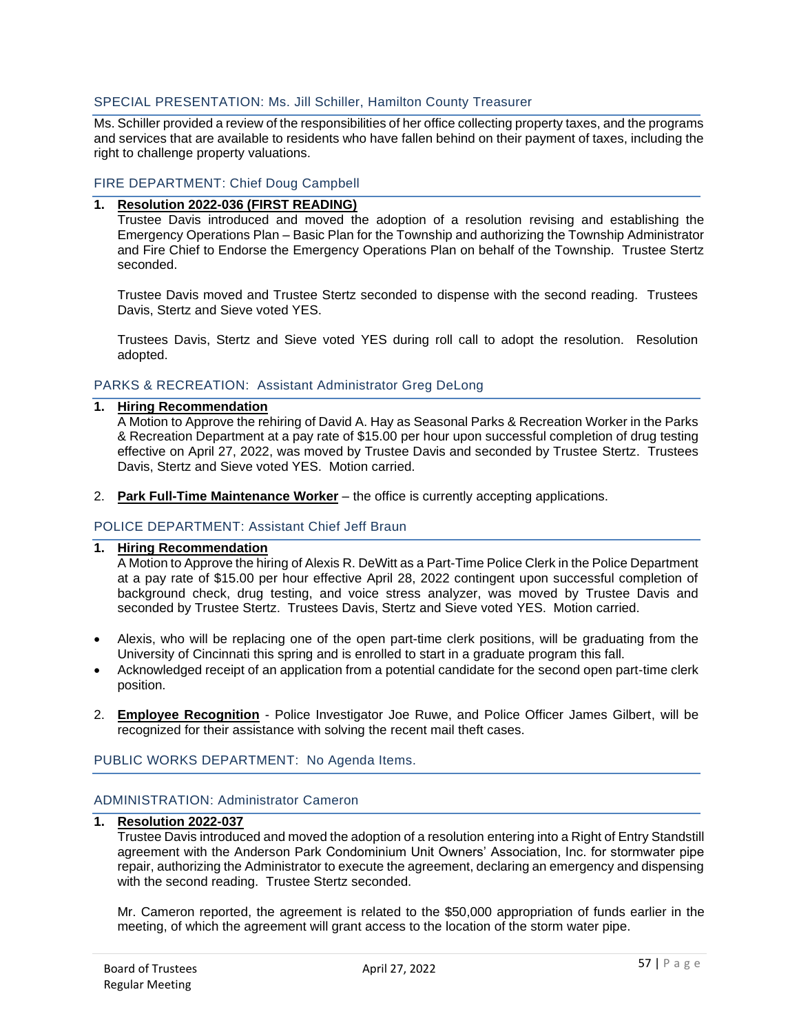## SPECIAL PRESENTATION: Ms. Jill Schiller, Hamilton County Treasurer

Ms. Schiller provided a review of the responsibilities of her office collecting property taxes, and the programs and services that are available to residents who have fallen behind on their payment of taxes, including the right to challenge property valuations.

## FIRE DEPARTMENT: Chief Doug Campbell

1. **Resolution 2022-036 (FIRST READING)**
   Trustee Davis introduced and moved the adoption of a resolution revising and establishing the Emergency Operations Plan – Basic Plan for the Township and authorizing the Township Administrator and Fire Chief to Endorse the Emergency Operations Plan on behalf of the Township. Trustee Stertz seconded.

   Trustee Davis moved and Trustee Stertz seconded to dispense with the second reading. Trustees Davis, Stertz and Sieve voted YES.

   Trustees Davis, Stertz and Sieve voted YES during roll call to adopt the resolution. Resolution adopted.

## PARKS & RECREATION: Assistant Administrator Greg DeLong

1. **Hiring Recommendation**
   A Motion to Approve the rehiring of David A. Hay as Seasonal Parks & Recreation Worker in the Parks & Recreation Department at a pay rate of $15.00 per hour upon successful completion of drug testing effective on April 27, 2022, was moved by Trustee Davis and seconded by Trustee Stertz. Trustees Davis, Stertz and Sieve voted YES. Motion carried.

2. **Park Full-Time Maintenance Worker** – the office is currently accepting applications.

## POLICE DEPARTMENT: Assistant Chief Jeff Braun

1. **Hiring Recommendation**
   A Motion to Approve the hiring of Alexis R. DeWitt as a Part-Time Police Clerk in the Police Department at a pay rate of $15.00 per hour effective April 28, 2022 contingent upon successful completion of background check, drug testing, and voice stress analyzer, was moved by Trustee Davis and seconded by Trustee Stertz. Trustees Davis, Stertz and Sieve voted YES. Motion carried.

- Alexis, who will be replacing one of the open part-time clerk positions, will be graduating from the University of Cincinnati this spring and is enrolled to start in a graduate program this fall.
- Acknowledged receipt of an application from a potential candidate for the second open part-time clerk position.

2. **Employee Recognition** - Police Investigator Joe Ruwe, and Police Officer James Gilbert, will be recognized for their assistance with solving the recent mail theft cases.

## PUBLIC WORKS DEPARTMENT: No Agenda Items.

## ADMINISTRATION: Administrator Cameron

1. **Resolution 2022-037**
   Trustee Davis introduced and moved the adoption of a resolution entering into a Right of Entry Standstill agreement with the Anderson Park Condominium Unit Owners' Association, Inc. for stormwater pipe repair, authorizing the Administrator to execute the agreement, declaring an emergency and dispensing with the second reading. Trustee Stertz seconded.

   Mr. Cameron reported, the agreement is related to the $50,000 appropriation of funds earlier in the meeting, of which the agreement will grant access to the location of the storm water pipe.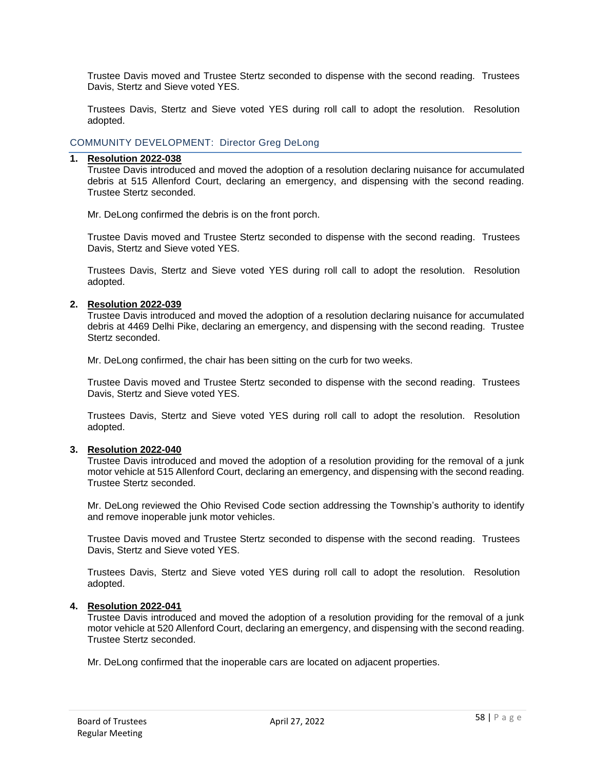Trustee Davis moved and Trustee Stertz seconded to dispense with the second reading. Trustees Davis, Stertz and Sieve voted YES.

Trustees Davis, Stertz and Sieve voted YES during roll call to adopt the resolution. Resolution adopted.

## COMMUNITY DEVELOPMENT: Director Greg DeLong

1. **Resolution 2022-038**
   Trustee Davis introduced and moved the adoption of a resolution declaring nuisance for accumulated debris at 515 Allenford Court, declaring an emergency, and dispensing with the second reading. Trustee Stertz seconded.

   Mr. DeLong confirmed the debris is on the front porch.

   Trustee Davis moved and Trustee Stertz seconded to dispense with the second reading. Trustees Davis, Stertz and Sieve voted YES.

   Trustees Davis, Stertz and Sieve voted YES during roll call to adopt the resolution. Resolution adopted.

2. **Resolution 2022-039**
   Trustee Davis introduced and moved the adoption of a resolution declaring nuisance for accumulated debris at 4469 Delhi Pike, declaring an emergency, and dispensing with the second reading. Trustee Stertz seconded.

   Mr. DeLong confirmed, the chair has been sitting on the curb for two weeks.

   Trustee Davis moved and Trustee Stertz seconded to dispense with the second reading. Trustees Davis, Stertz and Sieve voted YES.

   Trustees Davis, Stertz and Sieve voted YES during roll call to adopt the resolution. Resolution adopted.

3. **Resolution 2022-040**
   Trustee Davis introduced and moved the adoption of a resolution providing for the removal of a junk motor vehicle at 515 Allenford Court, declaring an emergency, and dispensing with the second reading. Trustee Stertz seconded.

   Mr. DeLong reviewed the Ohio Revised Code section addressing the Township's authority to identify and remove inoperable junk motor vehicles.

   Trustee Davis moved and Trustee Stertz seconded to dispense with the second reading. Trustees Davis, Stertz and Sieve voted YES.

   Trustees Davis, Stertz and Sieve voted YES during roll call to adopt the resolution. Resolution adopted.

4. **Resolution 2022-041**
   Trustee Davis introduced and moved the adoption of a resolution providing for the removal of a junk motor vehicle at 520 Allenford Court, declaring an emergency, and dispensing with the second reading. Trustee Stertz seconded.

   Mr. DeLong confirmed that the inoperable cars are located on adjacent properties.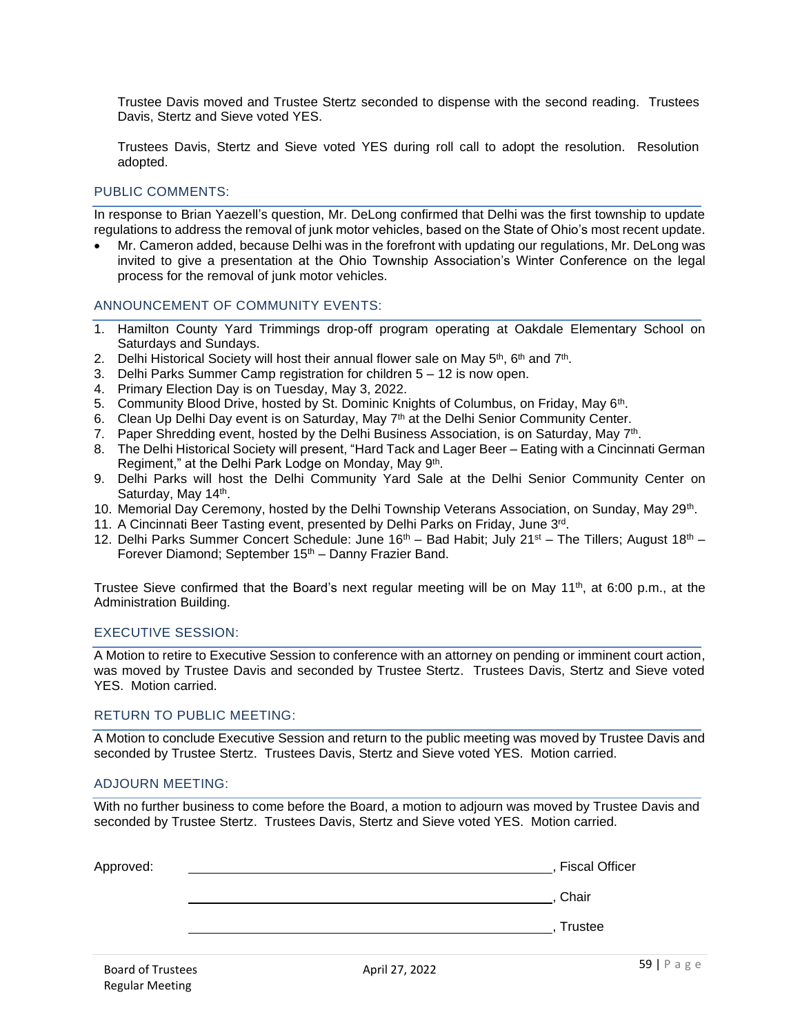Trustee Davis moved and Trustee Stertz seconded to dispense with the second reading. Trustees Davis, Stertz and Sieve voted YES.

Trustees Davis, Stertz and Sieve voted YES during roll call to adopt the resolution. Resolution adopted.

## PUBLIC COMMENTS:

In response to Brian Yaezell's question, Mr. DeLong confirmed that Delhi was the first township to update regulations to address the removal of junk motor vehicles, based on the State of Ohio's most recent update.

- Mr. Cameron added, because Delhi was in the forefront with updating our regulations, Mr. DeLong was invited to give a presentation at the Ohio Township Association's Winter Conference on the legal process for the removal of junk motor vehicles.

## ANNOUNCEMENT OF COMMUNITY EVENTS:

1. Hamilton County Yard Trimmings drop-off program operating at Oakdale Elementary School on Saturdays and Sundays.
2. Delhi Historical Society will host their annual flower sale on May 5th, 6th and 7th.
3. Delhi Parks Summer Camp registration for children 5 – 12 is now open.
4. Primary Election Day is on Tuesday, May 3, 2022.
5. Community Blood Drive, hosted by St. Dominic Knights of Columbus, on Friday, May 6th.
6. Clean Up Delhi Day event is on Saturday, May 7th at the Delhi Senior Community Center.
7. Paper Shredding event, hosted by the Delhi Business Association, is on Saturday, May 7th.
8. The Delhi Historical Society will present, "Hard Tack and Lager Beer – Eating with a Cincinnati German Regiment," at the Delhi Park Lodge on Monday, May 9th.
9. Delhi Parks will host the Delhi Community Yard Sale at the Delhi Senior Community Center on Saturday, May 14th.
10. Memorial Day Ceremony, hosted by the Delhi Township Veterans Association, on Sunday, May 29th.
11. A Cincinnati Beer Tasting event, presented by Delhi Parks on Friday, June 3rd.
12. Delhi Parks Summer Concert Schedule: June 16th – Bad Habit; July 21st – The Tillers; August 18th – Forever Diamond; September 15th – Danny Frazier Band.

Trustee Sieve confirmed that the Board's next regular meeting will be on May 11th, at 6:00 p.m., at the Administration Building.

## EXECUTIVE SESSION:

A Motion to retire to Executive Session to conference with an attorney on pending or imminent court action, was moved by Trustee Davis and seconded by Trustee Stertz. Trustees Davis, Stertz and Sieve voted YES. Motion carried.

## RETURN TO PUBLIC MEETING:

A Motion to conclude Executive Session and return to the public meeting was moved by Trustee Davis and seconded by Trustee Stertz. Trustees Davis, Stertz and Sieve voted YES. Motion carried.

## ADJOURN MEETING:

With no further business to come before the Board, a motion to adjourn was moved by Trustee Davis and seconded by Trustee Stertz. Trustees Davis, Stertz and Sieve voted YES. Motion carried.

Approved: ______________________________, Fiscal Officer

______________________________, Chair

______________________________, Trustee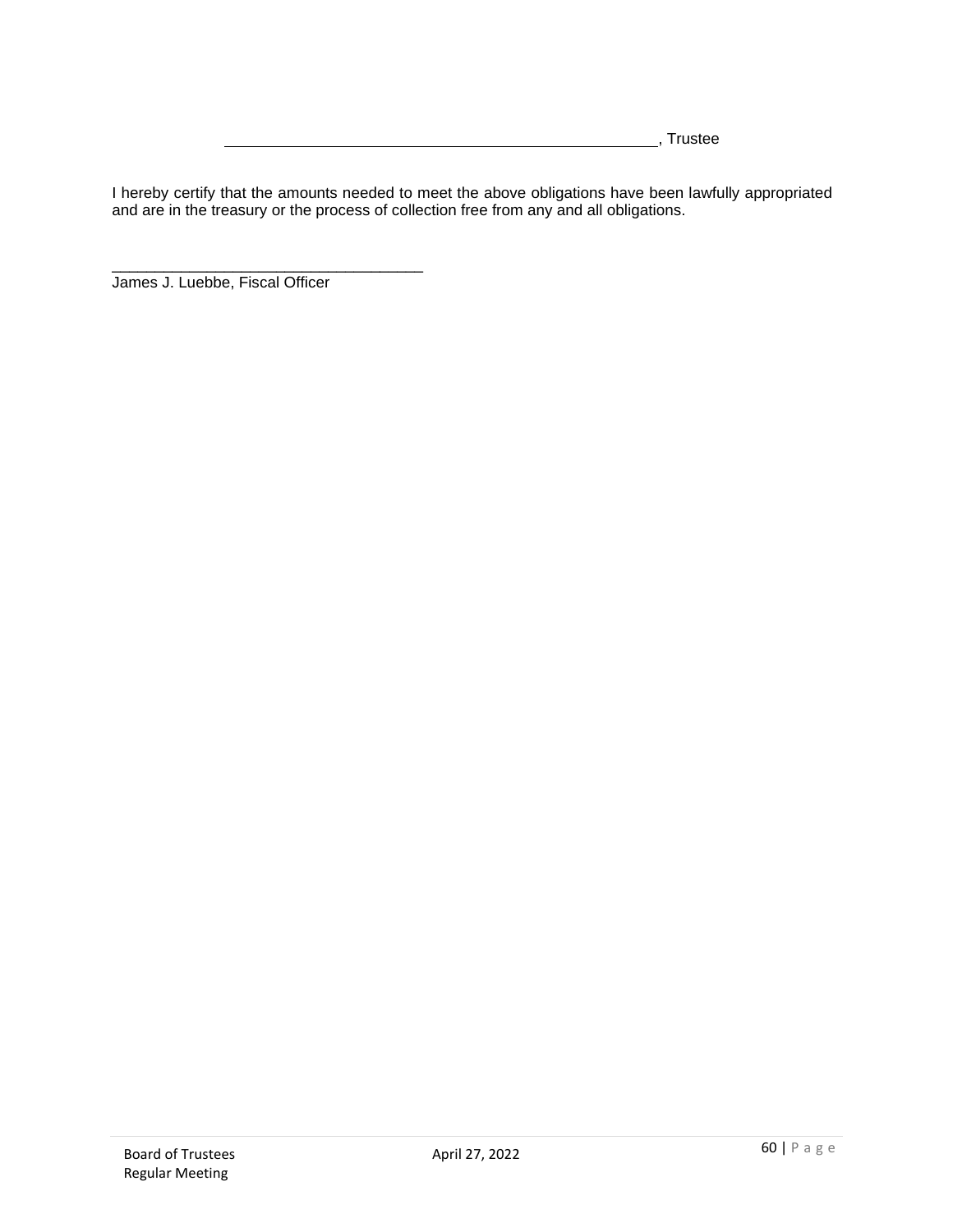\_\_\_\_\_\_\_\_\_\_\_\_\_\_\_\_\_\_\_\_\_\_\_\_\_\_\_\_\_\_\_\_\_\_\_\_\_\_\_\_\_\_\_\_\_\_, Trustee

I hereby certify that the amounts needed to meet the above obligations have been lawfully appropriated and are in the treasury or the process of collection free from any and all obligations.

\_\_\_\_\_\_\_\_\_\_\_\_\_\_\_\_\_\_\_\_\_\_\_\_\_\_\_\_\_\_\_\_\_\_\_\_\_
James J. Luebbe, Fiscal Officer